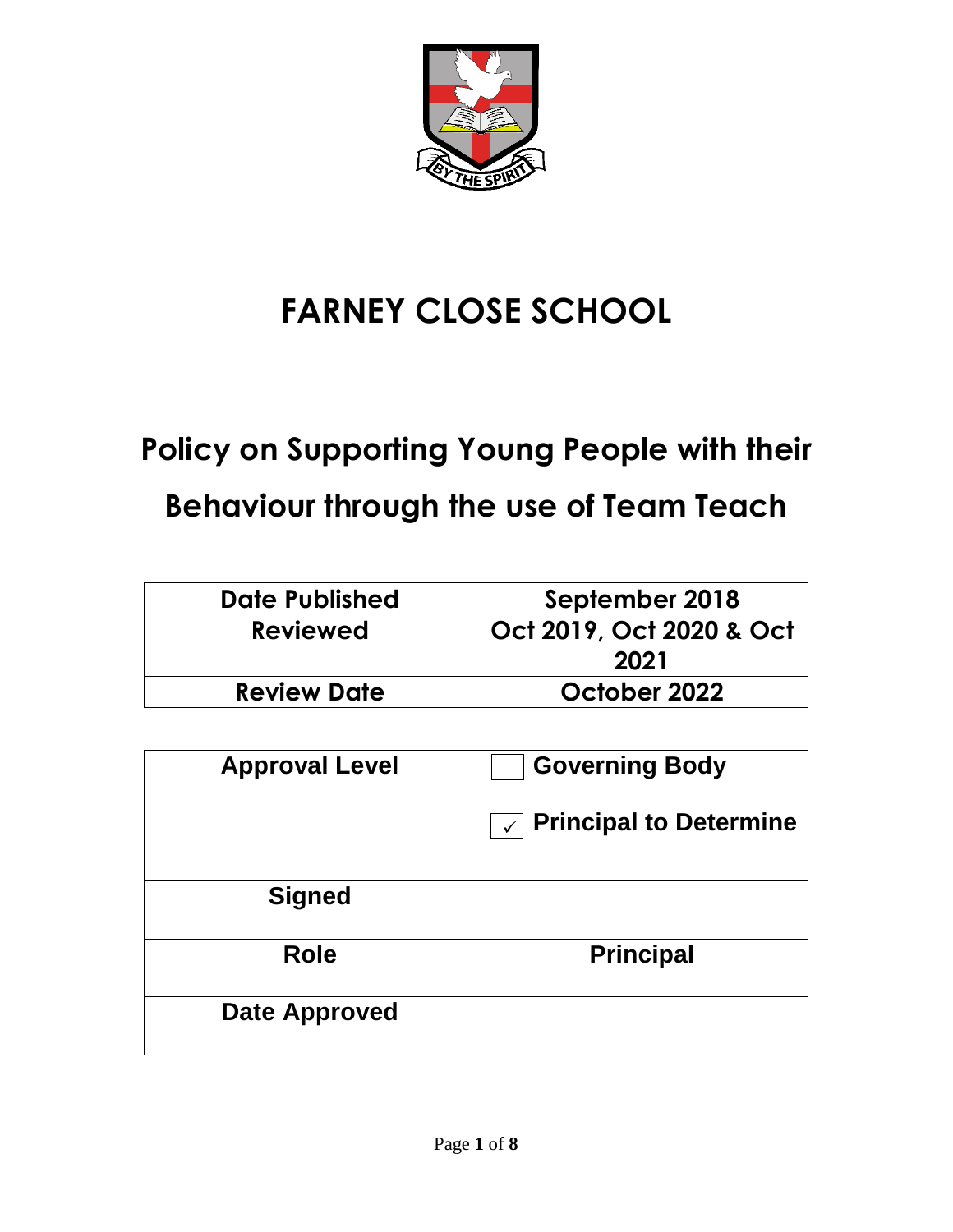# FARNEY CLOSE SCHOOL

## Policy on Supporting Young People with their Behaviour through the use of Team Teach

| Date Published | September 2018 |
|---|---|
| Reviewed | Oct 2019, Oct 2020 & Oct 2021 |
| Review Date | October 2022 |

| Approval Level | ☐ Governing Body<br>☑ Principal to Determine |
|---|---|
| Signed | |
| Role | Principal |
| Date Approved | |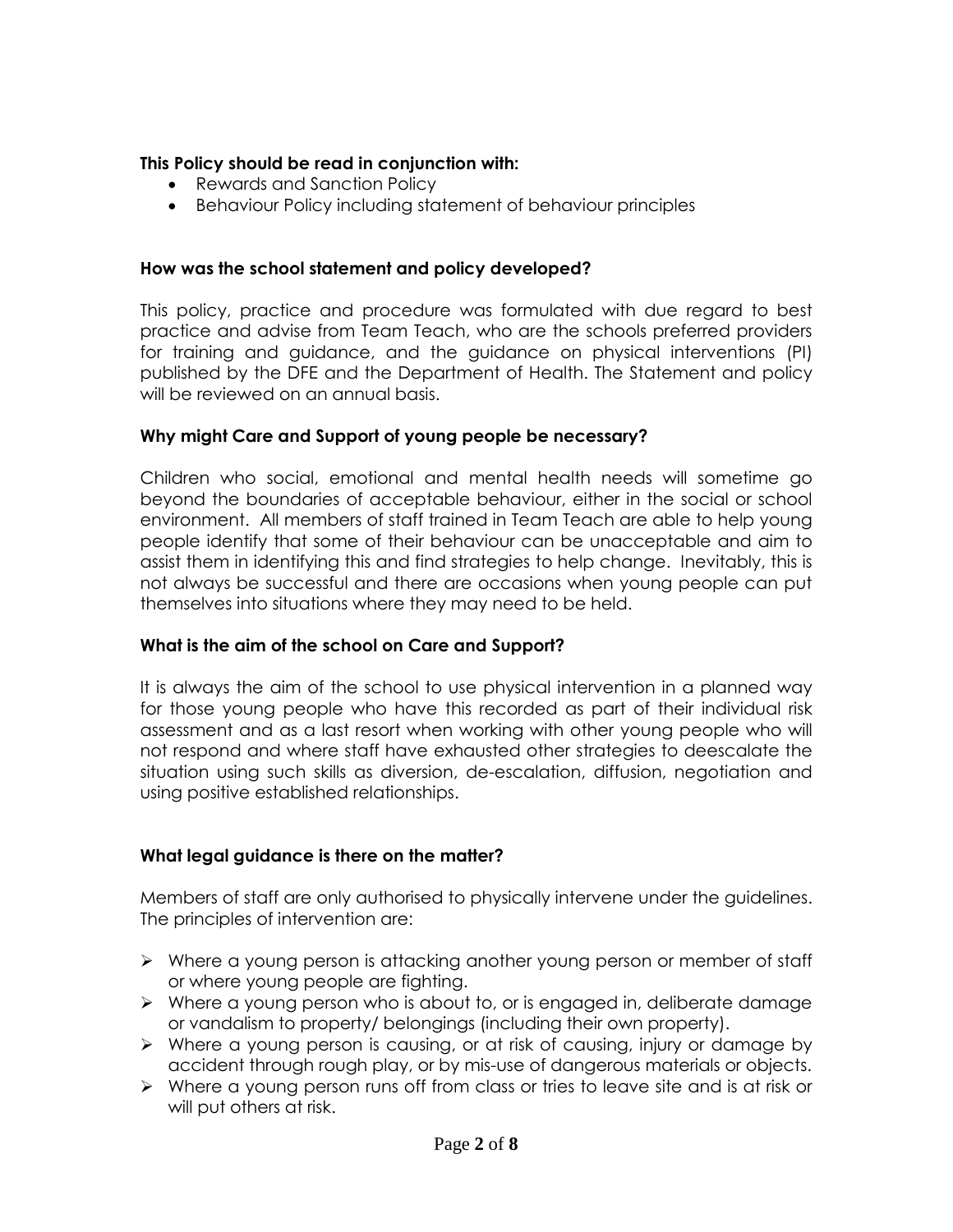**This Policy should be read in conjunction with:**

- Rewards and Sanction Policy
- Behaviour Policy including statement of behaviour principles

**How was the school statement and policy developed?**

This policy, practice and procedure was formulated with due regard to best practice and advise from Team Teach, who are the schools preferred providers for training and guidance, and the guidance on physical interventions (PI) published by the DFE and the Department of Health. The Statement and policy will be reviewed on an annual basis.

**Why might Care and Support of young people be necessary?**

Children who social, emotional and mental health needs will sometime go beyond the boundaries of acceptable behaviour, either in the social or school environment. All members of staff trained in Team Teach are able to help young people identify that some of their behaviour can be unacceptable and aim to assist them in identifying this and find strategies to help change. Inevitably, this is not always be successful and there are occasions when young people can put themselves into situations where they may need to be held.

**What is the aim of the school on Care and Support?**

It is always the aim of the school to use physical intervention in a planned way for those young people who have this recorded as part of their individual risk assessment and as a last resort when working with other young people who will not respond and where staff have exhausted other strategies to deescalate the situation using such skills as diversion, de-escalation, diffusion, negotiation and using positive established relationships.

**What legal guidance is there on the matter?**

Members of staff are only authorised to physically intervene under the guidelines. The principles of intervention are:

- Where a young person is attacking another young person or member of staff or where young people are fighting.
- Where a young person who is about to, or is engaged in, deliberate damage or vandalism to property/ belongings (including their own property).
- Where a young person is causing, or at risk of causing, injury or damage by accident through rough play, or by mis-use of dangerous materials or objects.
- Where a young person runs off from class or tries to leave site and is at risk or will put others at risk.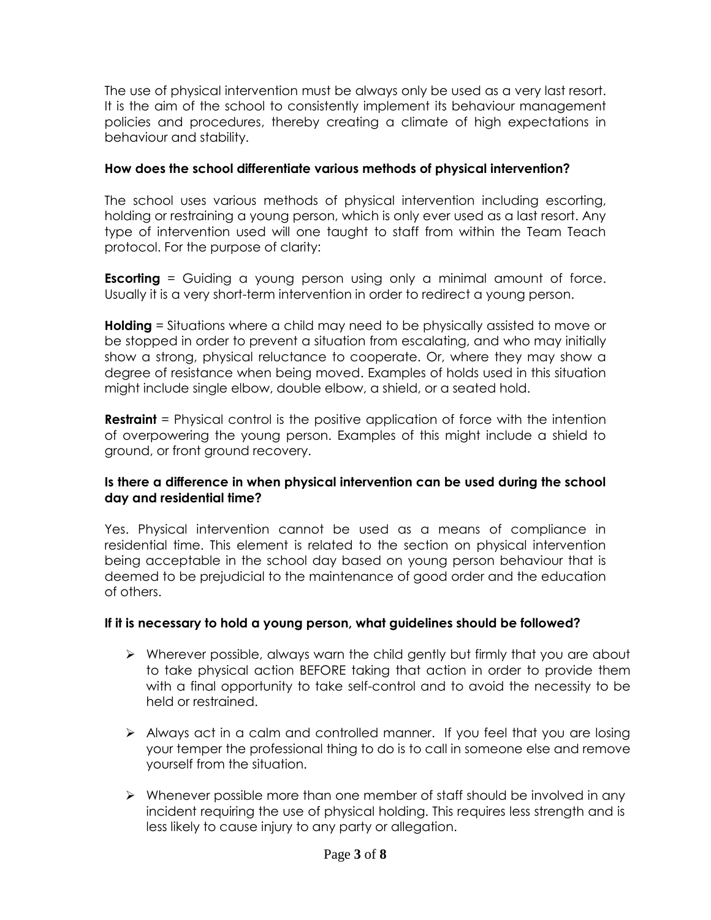The use of physical intervention must be always only be used as a very last resort. It is the aim of the school to consistently implement its behaviour management policies and procedures, thereby creating a climate of high expectations in behaviour and stability.

**How does the school differentiate various methods of physical intervention?**

The school uses various methods of physical intervention including escorting, holding or restraining a young person, which is only ever used as a last resort. Any type of intervention used will one taught to staff from within the Team Teach protocol. For the purpose of clarity:

**Escorting** = Guiding a young person using only a minimal amount of force. Usually it is a very short-term intervention in order to redirect a young person.

**Holding** = Situations where a child may need to be physically assisted to move or be stopped in order to prevent a situation from escalating, and who may initially show a strong, physical reluctance to cooperate. Or, where they may show a degree of resistance when being moved. Examples of holds used in this situation might include single elbow, double elbow, a shield, or a seated hold.

**Restraint** = Physical control is the positive application of force with the intention of overpowering the young person. Examples of this might include a shield to ground, or front ground recovery.

**Is there a difference in when physical intervention can be used during the school day and residential time?**

Yes. Physical intervention cannot be used as a means of compliance in residential time. This element is related to the section on physical intervention being acceptable in the school day based on young person behaviour that is deemed to be prejudicial to the maintenance of good order and the education of others.

**If it is necessary to hold a young person, what guidelines should be followed?**

- Wherever possible, always warn the child gently but firmly that you are about to take physical action BEFORE taking that action in order to provide them with a final opportunity to take self-control and to avoid the necessity to be held or restrained.
- Always act in a calm and controlled manner. If you feel that you are losing your temper the professional thing to do is to call in someone else and remove yourself from the situation.
- Whenever possible more than one member of staff should be involved in any incident requiring the use of physical holding. This requires less strength and is less likely to cause injury to any party or allegation.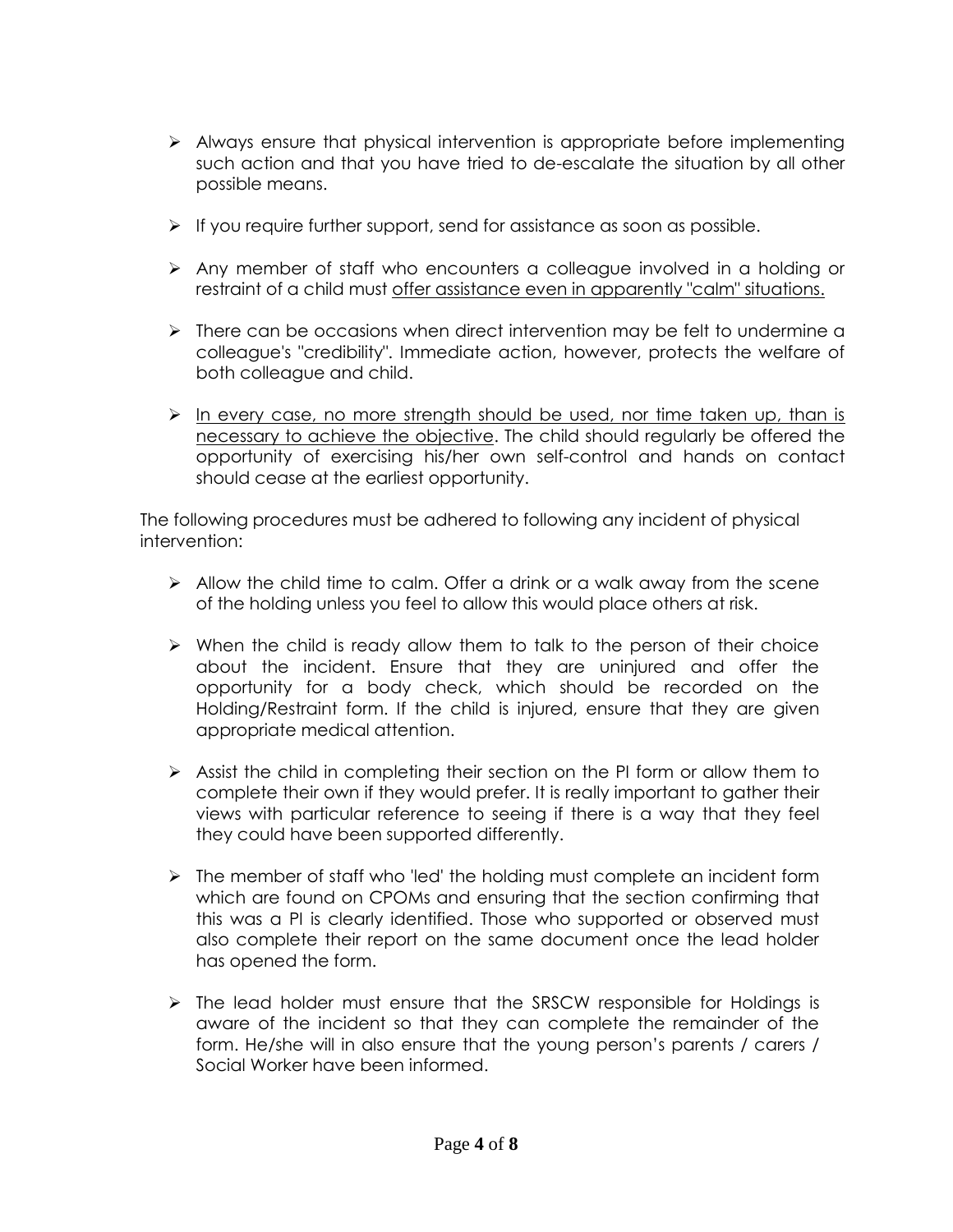- Always ensure that physical intervention is appropriate before implementing such action and that you have tried to de-escalate the situation by all other possible means.
- If you require further support, send for assistance as soon as possible.
- Any member of staff who encounters a colleague involved in a holding or restraint of a child must <u>offer assistance even in apparently "calm" situations.</u>
- There can be occasions when direct intervention may be felt to undermine a colleague's "credibility". Immediate action, however, protects the welfare of both colleague and child.
- <u>In every case, no more strength should be used, nor time taken up, than is necessary to achieve the objective</u>. The child should regularly be offered the opportunity of exercising his/her own self-control and hands on contact should cease at the earliest opportunity.

The following procedures must be adhered to following any incident of physical intervention:

- Allow the child time to calm. Offer a drink or a walk away from the scene of the holding unless you feel to allow this would place others at risk.
- When the child is ready allow them to talk to the person of their choice about the incident. Ensure that they are uninjured and offer the opportunity for a body check, which should be recorded on the Holding/Restraint form. If the child is injured, ensure that they are given appropriate medical attention.
- Assist the child in completing their section on the PI form or allow them to complete their own if they would prefer. It is really important to gather their views with particular reference to seeing if there is a way that they feel they could have been supported differently.
- The member of staff who 'led' the holding must complete an incident form which are found on CPOMs and ensuring that the section confirming that this was a PI is clearly identified. Those who supported or observed must also complete their report on the same document once the lead holder has opened the form.
- The lead holder must ensure that the SRSCW responsible for Holdings is aware of the incident so that they can complete the remainder of the form. He/she will in also ensure that the young person's parents / carers / Social Worker have been informed.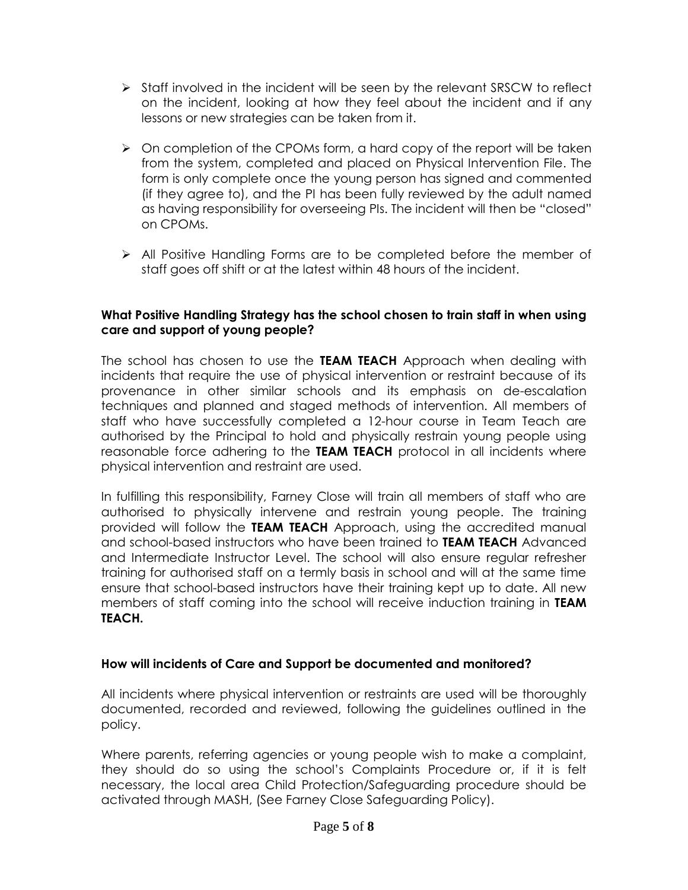- Staff involved in the incident will be seen by the relevant SRSCW to reflect on the incident, looking at how they feel about the incident and if any lessons or new strategies can be taken from it.

- On completion of the CPOMs form, a hard copy of the report will be taken from the system, completed and placed on Physical Intervention File. The form is only complete once the young person has signed and commented (if they agree to), and the PI has been fully reviewed by the adult named as having responsibility for overseeing PIs. The incident will then be "closed" on CPOMs.

- All Positive Handling Forms are to be completed before the member of staff goes off shift or at the latest within 48 hours of the incident.

**What Positive Handling Strategy has the school chosen to train staff in when using care and support of young people?**

The school has chosen to use the **TEAM TEACH** Approach when dealing with incidents that require the use of physical intervention or restraint because of its provenance in other similar schools and its emphasis on de-escalation techniques and planned and staged methods of intervention. All members of staff who have successfully completed a 12-hour course in Team Teach are authorised by the Principal to hold and physically restrain young people using reasonable force adhering to the **TEAM TEACH** protocol in all incidents where physical intervention and restraint are used.

In fulfilling this responsibility, Farney Close will train all members of staff who are authorised to physically intervene and restrain young people. The training provided will follow the **TEAM TEACH** Approach, using the accredited manual and school-based instructors who have been trained to **TEAM TEACH** Advanced and Intermediate Instructor Level. The school will also ensure regular refresher training for authorised staff on a termly basis in school and will at the same time ensure that school-based instructors have their training kept up to date. All new members of staff coming into the school will receive induction training in **TEAM TEACH.**

**How will incidents of Care and Support be documented and monitored?**

All incidents where physical intervention or restraints are used will be thoroughly documented, recorded and reviewed, following the guidelines outlined in the policy.

Where parents, referring agencies or young people wish to make a complaint, they should do so using the school's Complaints Procedure or, if it is felt necessary, the local area Child Protection/Safeguarding procedure should be activated through MASH, (See Farney Close Safeguarding Policy).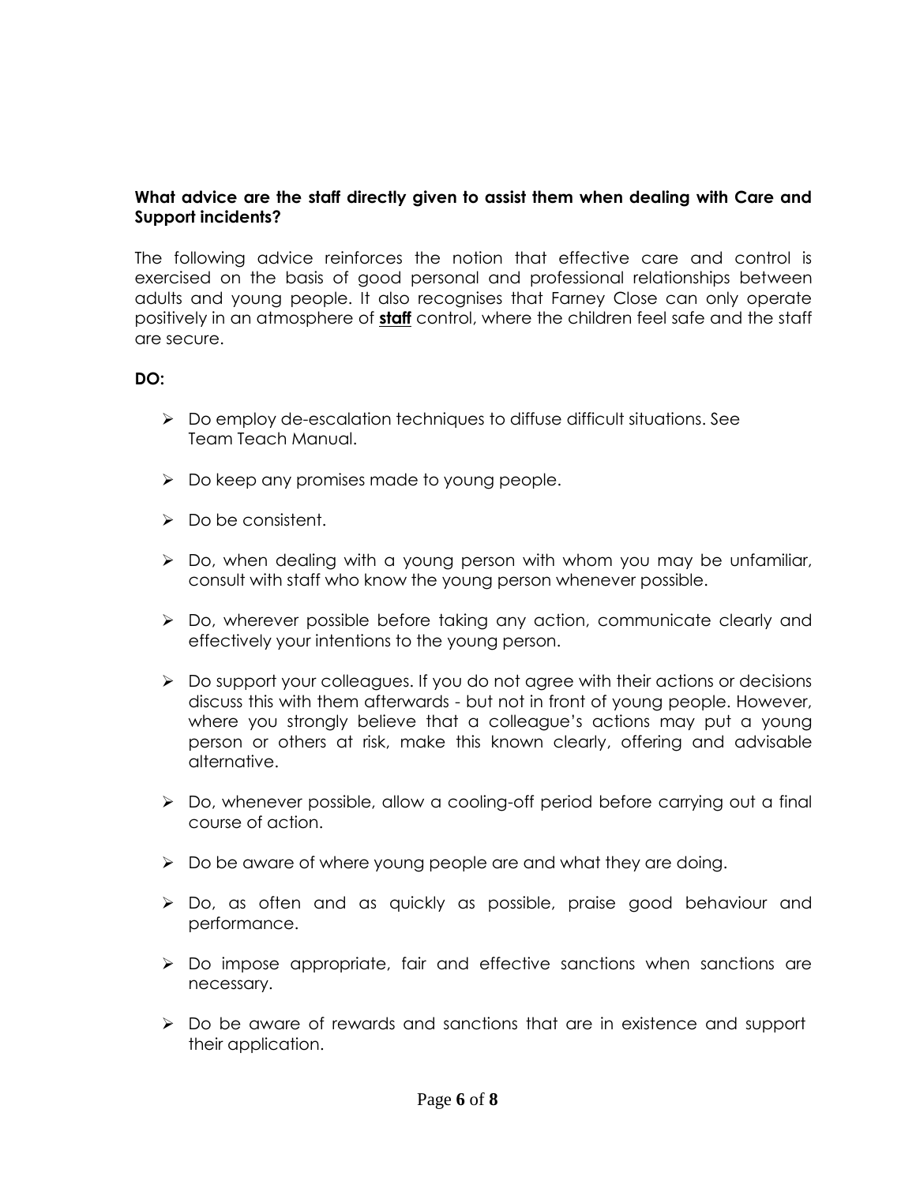**What advice are the staff directly given to assist them when dealing with Care and Support incidents?**

The following advice reinforces the notion that effective care and control is exercised on the basis of good personal and professional relationships between adults and young people. It also recognises that Farney Close can only operate positively in an atmosphere of **staff** control, where the children feel safe and the staff are secure.

**DO:**

- Do employ de-escalation techniques to diffuse difficult situations. See Team Teach Manual.
- Do keep any promises made to young people.
- Do be consistent.
- Do, when dealing with a young person with whom you may be unfamiliar, consult with staff who know the young person whenever possible.
- Do, wherever possible before taking any action, communicate clearly and effectively your intentions to the young person.
- Do support your colleagues. If you do not agree with their actions or decisions discuss this with them afterwards - but not in front of young people. However, where you strongly believe that a colleague's actions may put a young person or others at risk, make this known clearly, offering and advisable alternative.
- Do, whenever possible, allow a cooling-off period before carrying out a final course of action.
- Do be aware of where young people are and what they are doing.
- Do, as often and as quickly as possible, praise good behaviour and performance.
- Do impose appropriate, fair and effective sanctions when sanctions are necessary.
- Do be aware of rewards and sanctions that are in existence and support their application.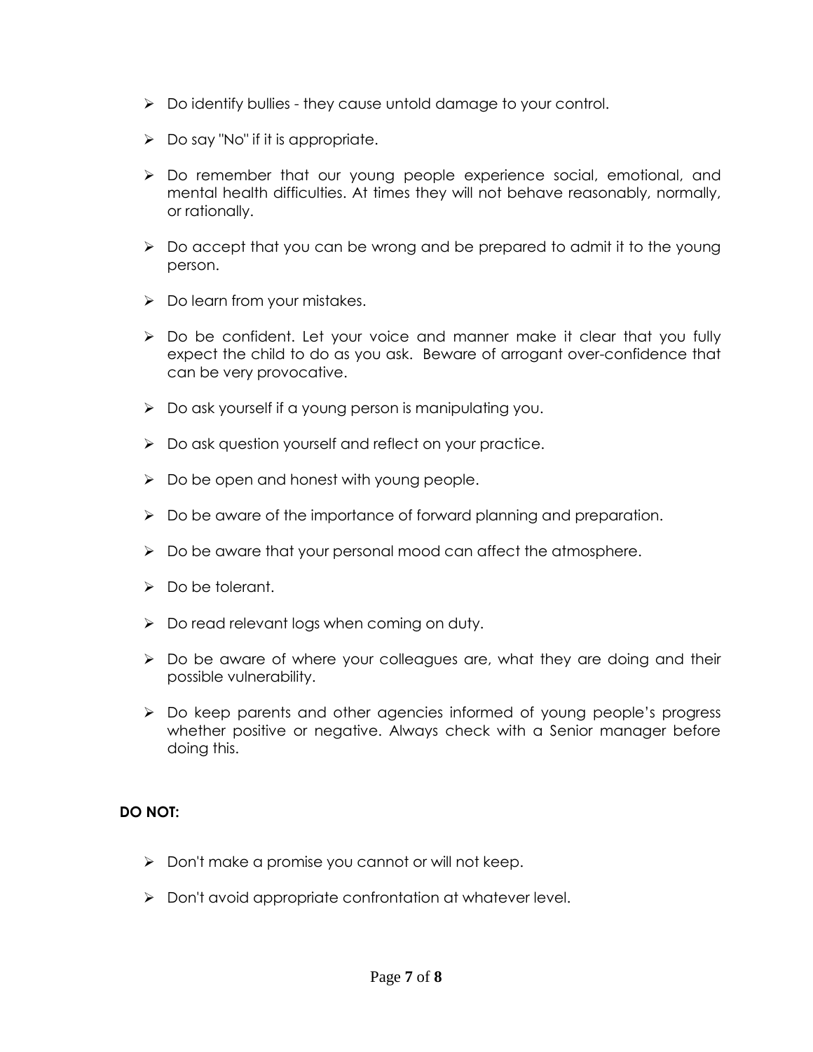- Do identify bullies - they cause untold damage to your control.
- Do say "No" if it is appropriate.
- Do remember that our young people experience social, emotional, and mental health difficulties. At times they will not behave reasonably, normally, or rationally.
- Do accept that you can be wrong and be prepared to admit it to the young person.
- Do learn from your mistakes.
- Do be confident. Let your voice and manner make it clear that you fully expect the child to do as you ask. Beware of arrogant over-confidence that can be very provocative.
- Do ask yourself if a young person is manipulating you.
- Do ask question yourself and reflect on your practice.
- Do be open and honest with young people.
- Do be aware of the importance of forward planning and preparation.
- Do be aware that your personal mood can affect the atmosphere.
- Do be tolerant.
- Do read relevant logs when coming on duty.
- Do be aware of where your colleagues are, what they are doing and their possible vulnerability.
- Do keep parents and other agencies informed of young people's progress whether positive or negative. Always check with a Senior manager before doing this.

**DO NOT:**

- Don't make a promise you cannot or will not keep.
- Don't avoid appropriate confrontation at whatever level.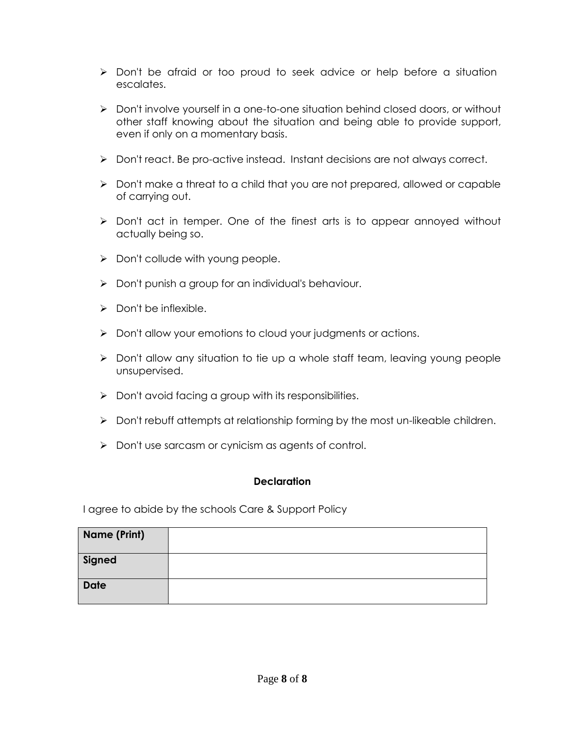- Don't be afraid or too proud to seek advice or help before a situation escalates.
- Don't involve yourself in a one-to-one situation behind closed doors, or without other staff knowing about the situation and being able to provide support, even if only on a momentary basis.
- Don't react. Be pro-active instead. Instant decisions are not always correct.
- Don't make a threat to a child that you are not prepared, allowed or capable of carrying out.
- Don't act in temper. One of the finest arts is to appear annoyed without actually being so.
- Don't collude with young people.
- Don't punish a group for an individual's behaviour.
- Don't be inflexible.
- Don't allow your emotions to cloud your judgments or actions.
- Don't allow any situation to tie up a whole staff team, leaving young people unsupervised.
- Don't avoid facing a group with its responsibilities.
- Don't rebuff attempts at relationship forming by the most un-likeable children.
- Don't use sarcasm or cynicism as agents of control.

**Declaration**

I agree to abide by the schools Care & Support Policy

| | |
|---|---|
| **Name (Print)** | |
| **Signed** | |
| **Date** | |